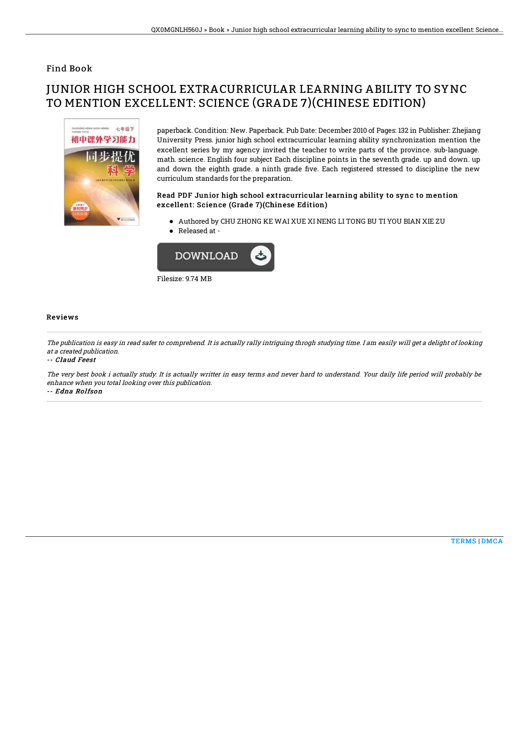Find Book

# JUNIOR HIGH SCHOOL EXTRACURRICULAR LEARNING ABILITY TO SYNC TO MENTION EXCELLENT: SCIENCE (GRADE 7)(CHINESE EDITION)

paperback. Condition: New. Paperback. Pub Date: December 2010 of Pages: 132 in Publisher: Zhejiang University Press. junior high school extracurricular learning ability synchronization mention the excellent series by my agency invited the teacher to write parts of the province. sub-language. math. science. English four subject Each discipline points in the seventh grade. up and down. up and down the eighth grade. a ninth grade five. Each registered stressed to discipline the new curriculum standards for the preparation.

### Read PDF Junior high school extracurricular learning ability to sync to mention excellent: Science (Grade 7)(Chinese Edition)

- Authored by CHU ZHONG KE WAI XUE XI NENG LI TONG BU TI YOU BIAN XIE ZU
- Released at -

DOWNLOAD

Filesize: 9.74 MB

#### Reviews

*The publication is easy in read safer to comprehend. It is actually rally intriguing throgh studying time. I am easily will get a delight of looking at a created publication.*

*-- Claud Feest*

*The very best book i actually study. It is actually writter in easy terms and never hard to understand. Your daily life period will probably be enhance when you total looking over this publication.*

*-- Edna Rolfson*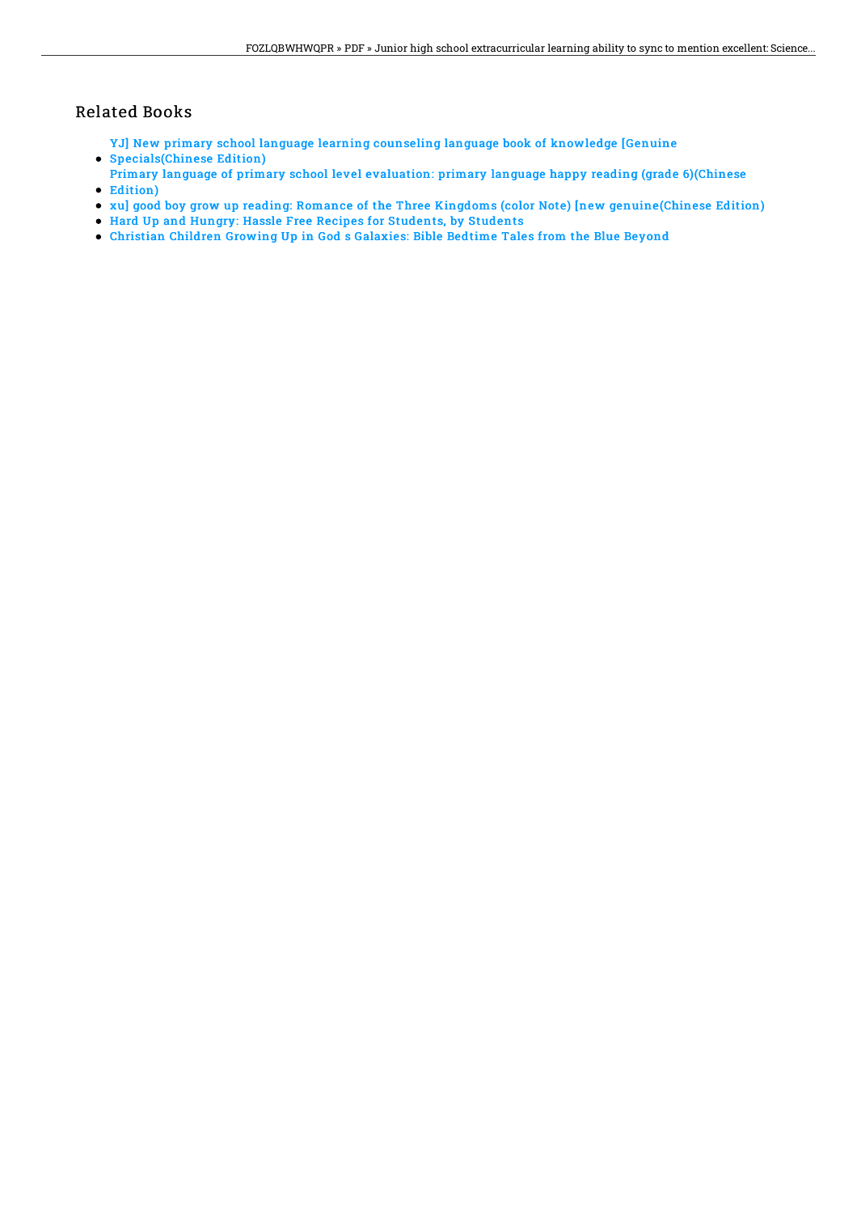## Related Books

- YJ] New primary school language learning counseling language book of knowledge [Genuine Specials(Chinese Edition)
- Primary language of primary school level evaluation: primary language happy reading (grade 6)(Chinese Edition)
- xu] good boy grow up reading: Romance of the Three Kingdoms (color Note) [new genuine(Chinese Edition)
- Hard Up and Hungry: Hassle Free Recipes for Students, by Students
- Christian Children Growing Up in God s Galaxies: Bible Bedtime Tales from the Blue Beyond